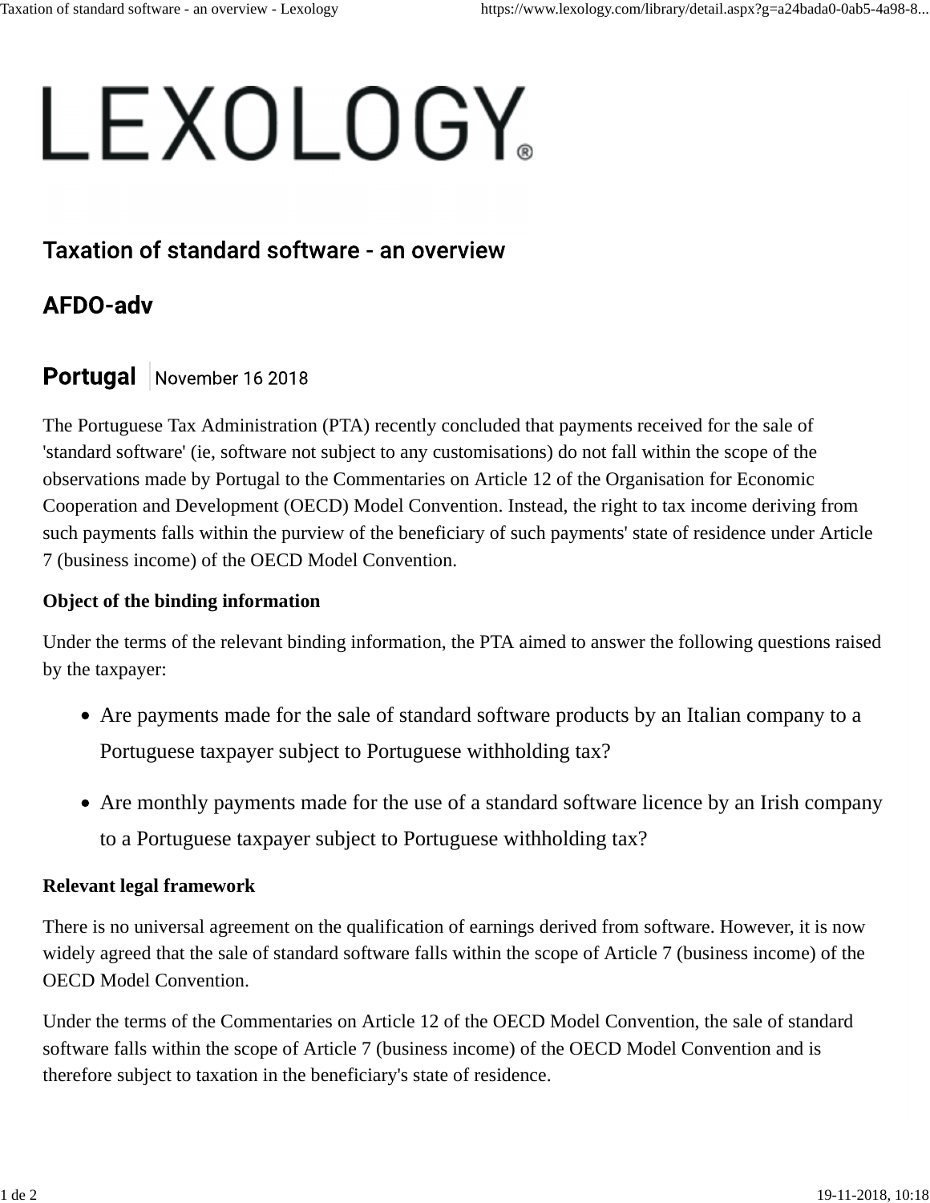# LEXOLOGY®

## Taxation of standard software - an overview

## AFDO-adv

### Portugal | November 16 2018

The Portuguese Tax Administration (PTA) recently concluded that payments received for the sale of 'standard software' (ie, software not subject to any customisations) do not fall within the scope of the observations made by Portugal to the Commentaries on Article 12 of the Organisation for Economic Cooperation and Development (OECD) Model Convention. Instead, the right to tax income deriving from such payments falls within the purview of the beneficiary of such payments' state of residence under Article 7 (business income) of the OECD Model Convention.

**Object of the binding information**

Under the terms of the relevant binding information, the PTA aimed to answer the following questions raised by the taxpayer:

- Are payments made for the sale of standard software products by an Italian company to a Portuguese taxpayer subject to Portuguese withholding tax?
- Are monthly payments made for the use of a standard software licence by an Irish company to a Portuguese taxpayer subject to Portuguese withholding tax?

**Relevant legal framework**

There is no universal agreement on the qualification of earnings derived from software. However, it is now widely agreed that the sale of standard software falls within the scope of Article 7 (business income) of the OECD Model Convention.

Under the terms of the Commentaries on Article 12 of the OECD Model Convention, the sale of standard software falls within the scope of Article 7 (business income) of the OECD Model Convention and is therefore subject to taxation in the beneficiary's state of residence.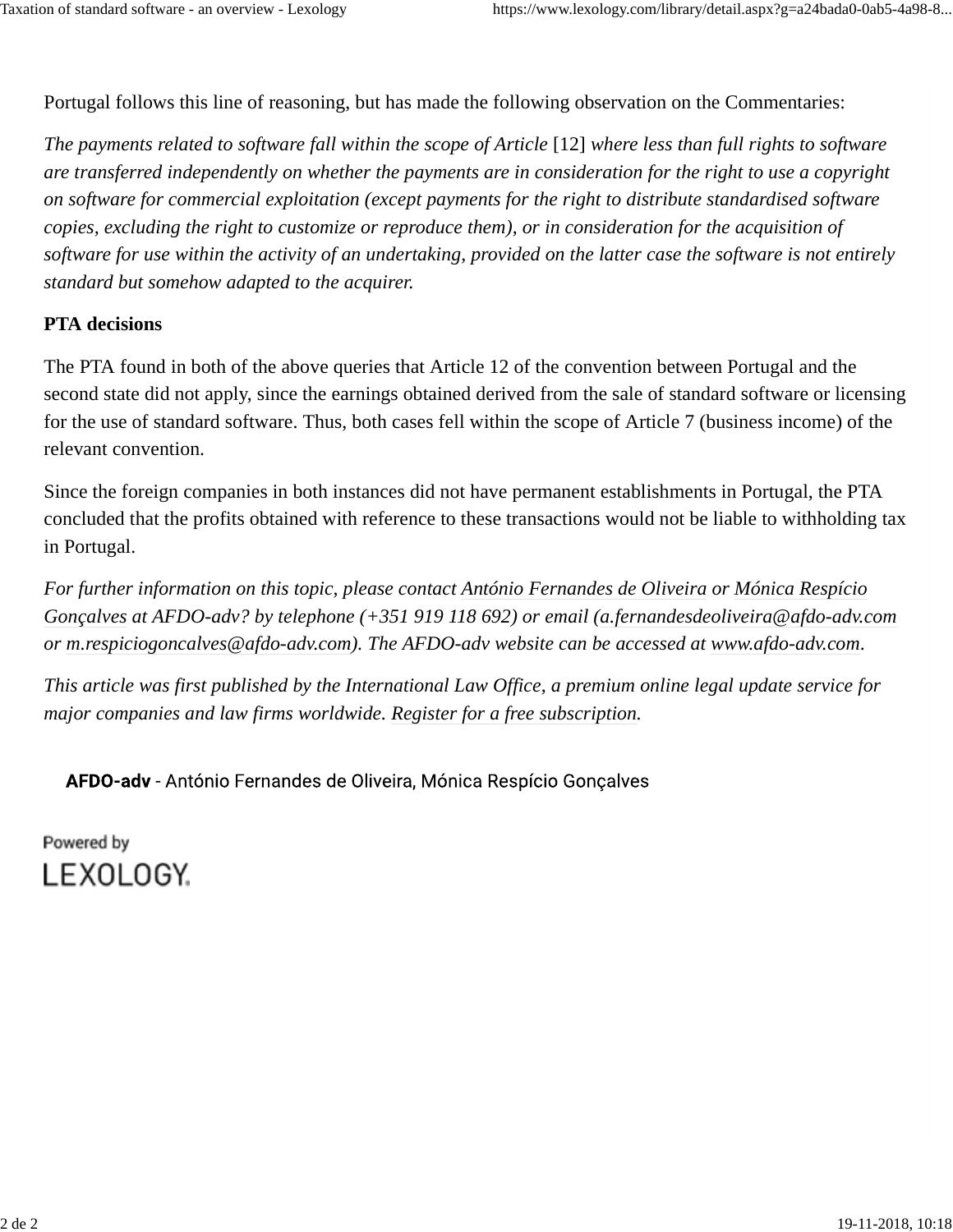Portugal follows this line of reasoning, but has made the following observation on the Commentaries:

*The payments related to software fall within the scope of Article* [12] *where less than full rights to software are transferred independently on whether the payments are in consideration for the right to use a copyright on software for commercial exploitation (except payments for the right to distribute standardised software copies, excluding the right to customize or reproduce them), or in consideration for the acquisition of software for use within the activity of an undertaking, provided on the latter case the software is not entirely standard but somehow adapted to the acquirer.*

**PTA decisions**

The PTA found in both of the above queries that Article 12 of the convention between Portugal and the second state did not apply, since the earnings obtained derived from the sale of standard software or licensing for the use of standard software. Thus, both cases fell within the scope of Article 7 (business income) of the relevant convention.

Since the foreign companies in both instances did not have permanent establishments in Portugal, the PTA concluded that the profits obtained with reference to these transactions would not be liable to withholding tax in Portugal.

*For further information on this topic, please contact António Fernandes de Oliveira or Mónica Respício Gonçalves at AFDO-adv? by telephone (+351 919 118 692) or email (a.fernandesdeoliveira@afdo-adv.com or m.respiciogoncalves@afdo-adv.com). The AFDO-adv website can be accessed at www.afdo-adv.com.*

*This article was first published by the International Law Office, a premium online legal update service for major companies and law firms worldwide. Register for a free subscription.*

**AFDO-adv** - António Fernandes de Oliveira, Mónica Respício Gonçalves

Powered by
LEXOLOGY.